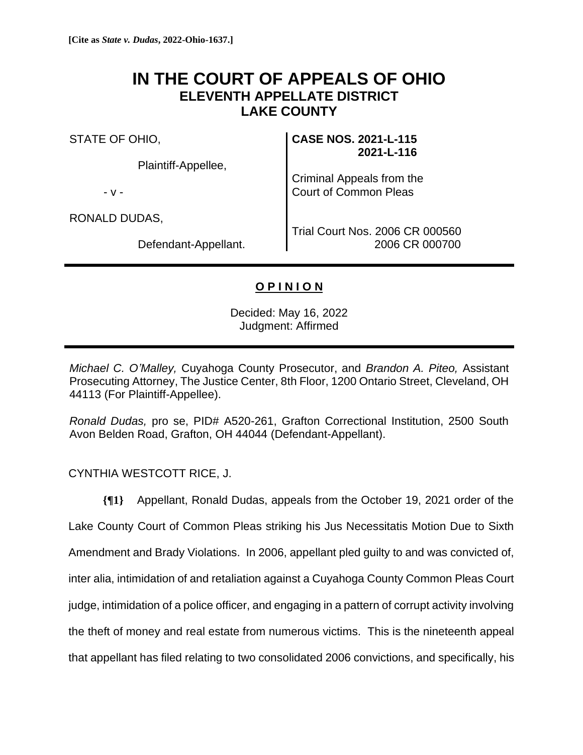**[Cite as *State v. Dudas*, 2022-Ohio-1637.]**

# IN THE COURT OF APPEALS OF OHIO
## ELEVENTH APPELLATE DISTRICT
## LAKE COUNTY

| | |
|---|---|
| STATE OF OHIO,<br><br>Plaintiff-Appellee,<br><br>- v -<br><br>RONALD DUDAS,<br><br>Defendant-Appellant. | **CASE NOS. 2021-L-115**<br>**2021-L-116**<br><br>Criminal Appeals from the<br>Court of Common Pleas<br><br>Trial Court Nos. 2006 CR 000560<br>2006 CR 000700 |

**O P I N I O N**

Decided: May 16, 2022
Judgment: Affirmed

*Michael C. O'Malley,* Cuyahoga County Prosecutor, and *Brandon A. Piteo,* Assistant Prosecuting Attorney, The Justice Center, 8th Floor, 1200 Ontario Street, Cleveland, OH 44113 (For Plaintiff-Appellee).

*Ronald Dudas,* pro se, PID# A520-261, Grafton Correctional Institution, 2500 South Avon Belden Road, Grafton, OH 44044 (Defendant-Appellant).

CYNTHIA WESTCOTT RICE, J.

**{¶1}** Appellant, Ronald Dudas, appeals from the October 19, 2021 order of the Lake County Court of Common Pleas striking his Jus Necessitatis Motion Due to Sixth Amendment and Brady Violations. In 2006, appellant pled guilty to and was convicted of, inter alia, intimidation of and retaliation against a Cuyahoga County Common Pleas Court judge, intimidation of a police officer, and engaging in a pattern of corrupt activity involving the theft of money and real estate from numerous victims. This is the nineteenth appeal that appellant has filed relating to two consolidated 2006 convictions, and specifically, his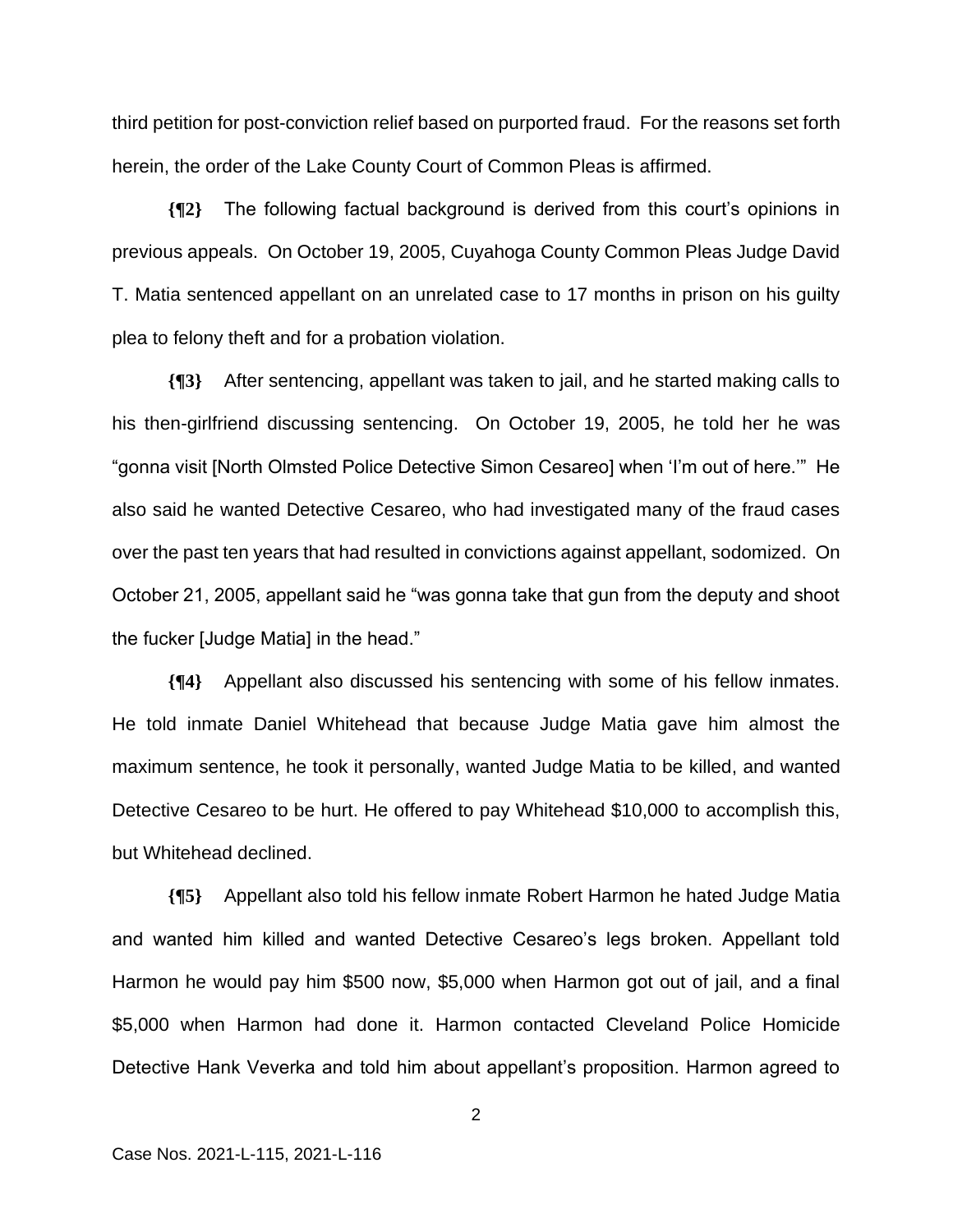third petition for post-conviction relief based on purported fraud. For the reasons set forth herein, the order of the Lake County Court of Common Pleas is affirmed.

**{¶2}** The following factual background is derived from this court's opinions in previous appeals. On October 19, 2005, Cuyahoga County Common Pleas Judge David T. Matia sentenced appellant on an unrelated case to 17 months in prison on his guilty plea to felony theft and for a probation violation.

**{¶3}** After sentencing, appellant was taken to jail, and he started making calls to his then-girlfriend discussing sentencing. On October 19, 2005, he told her he was "gonna visit [North Olmsted Police Detective Simon Cesareo] when 'I'm out of here.'" He also said he wanted Detective Cesareo, who had investigated many of the fraud cases over the past ten years that had resulted in convictions against appellant, sodomized. On October 21, 2005, appellant said he "was gonna take that gun from the deputy and shoot the fucker [Judge Matia] in the head."

**{¶4}** Appellant also discussed his sentencing with some of his fellow inmates. He told inmate Daniel Whitehead that because Judge Matia gave him almost the maximum sentence, he took it personally, wanted Judge Matia to be killed, and wanted Detective Cesareo to be hurt. He offered to pay Whitehead $10,000 to accomplish this, but Whitehead declined.

**{¶5}** Appellant also told his fellow inmate Robert Harmon he hated Judge Matia and wanted him killed and wanted Detective Cesareo's legs broken. Appellant told Harmon he would pay him $500 now, $5,000 when Harmon got out of jail, and a final $5,000 when Harmon had done it. Harmon contacted Cleveland Police Homicide Detective Hank Veverka and told him about appellant's proposition. Harmon agreed to

Case Nos. 2021-L-115, 2021-L-116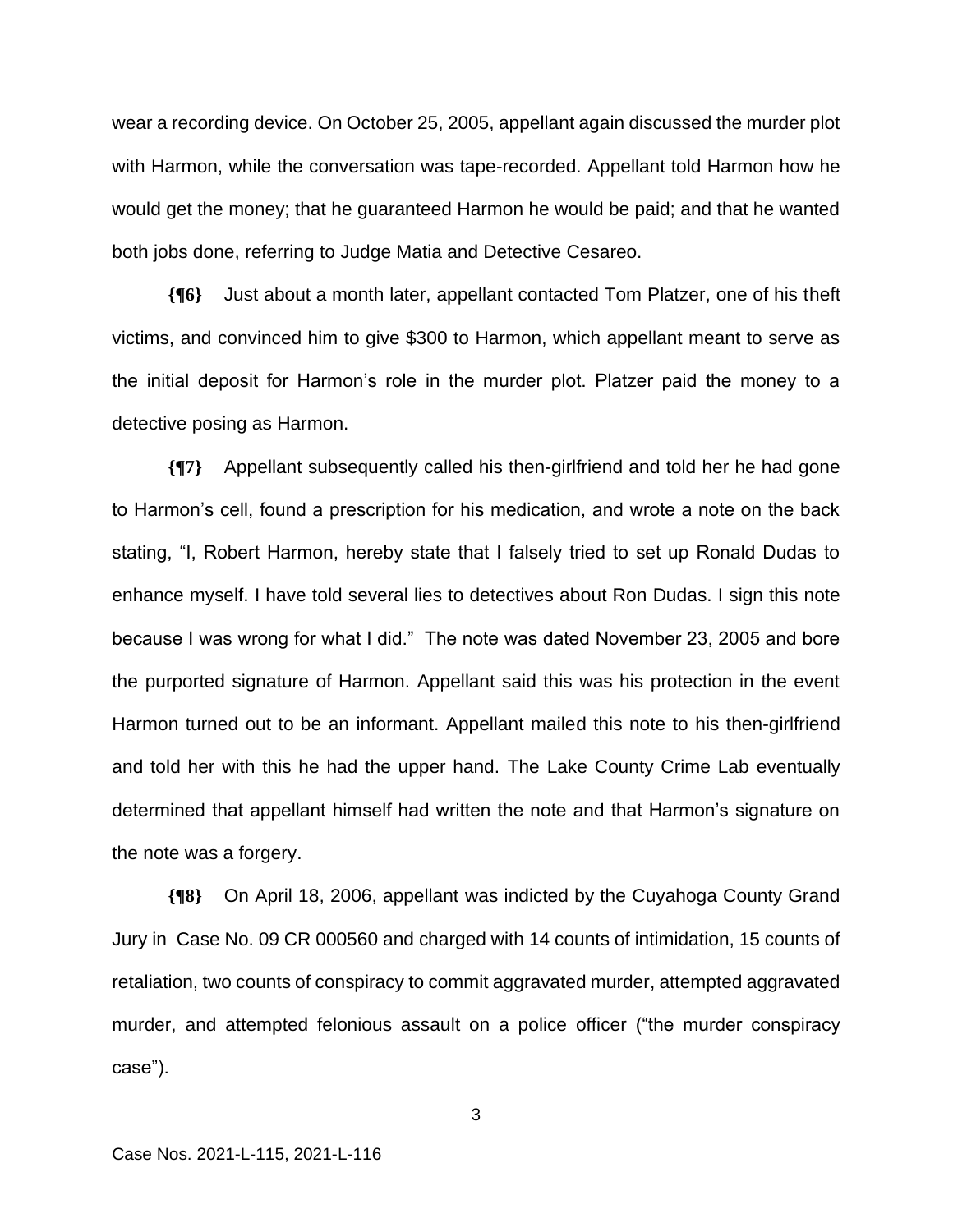wear a recording device. On October 25, 2005, appellant again discussed the murder plot with Harmon, while the conversation was tape-recorded. Appellant told Harmon how he would get the money; that he guaranteed Harmon he would be paid; and that he wanted both jobs done, referring to Judge Matia and Detective Cesareo.

**{¶6}** Just about a month later, appellant contacted Tom Platzer, one of his theft victims, and convinced him to give $300 to Harmon, which appellant meant to serve as the initial deposit for Harmon's role in the murder plot. Platzer paid the money to a detective posing as Harmon.

**{¶7}** Appellant subsequently called his then-girlfriend and told her he had gone to Harmon's cell, found a prescription for his medication, and wrote a note on the back stating, "I, Robert Harmon, hereby state that I falsely tried to set up Ronald Dudas to enhance myself. I have told several lies to detectives about Ron Dudas. I sign this note because I was wrong for what I did." The note was dated November 23, 2005 and bore the purported signature of Harmon. Appellant said this was his protection in the event Harmon turned out to be an informant. Appellant mailed this note to his then-girlfriend and told her with this he had the upper hand. The Lake County Crime Lab eventually determined that appellant himself had written the note and that Harmon's signature on the note was a forgery.

**{¶8}** On April 18, 2006, appellant was indicted by the Cuyahoga County Grand Jury in Case No. 09 CR 000560 and charged with 14 counts of intimidation, 15 counts of retaliation, two counts of conspiracy to commit aggravated murder, attempted aggravated murder, and attempted felonious assault on a police officer ("the murder conspiracy case").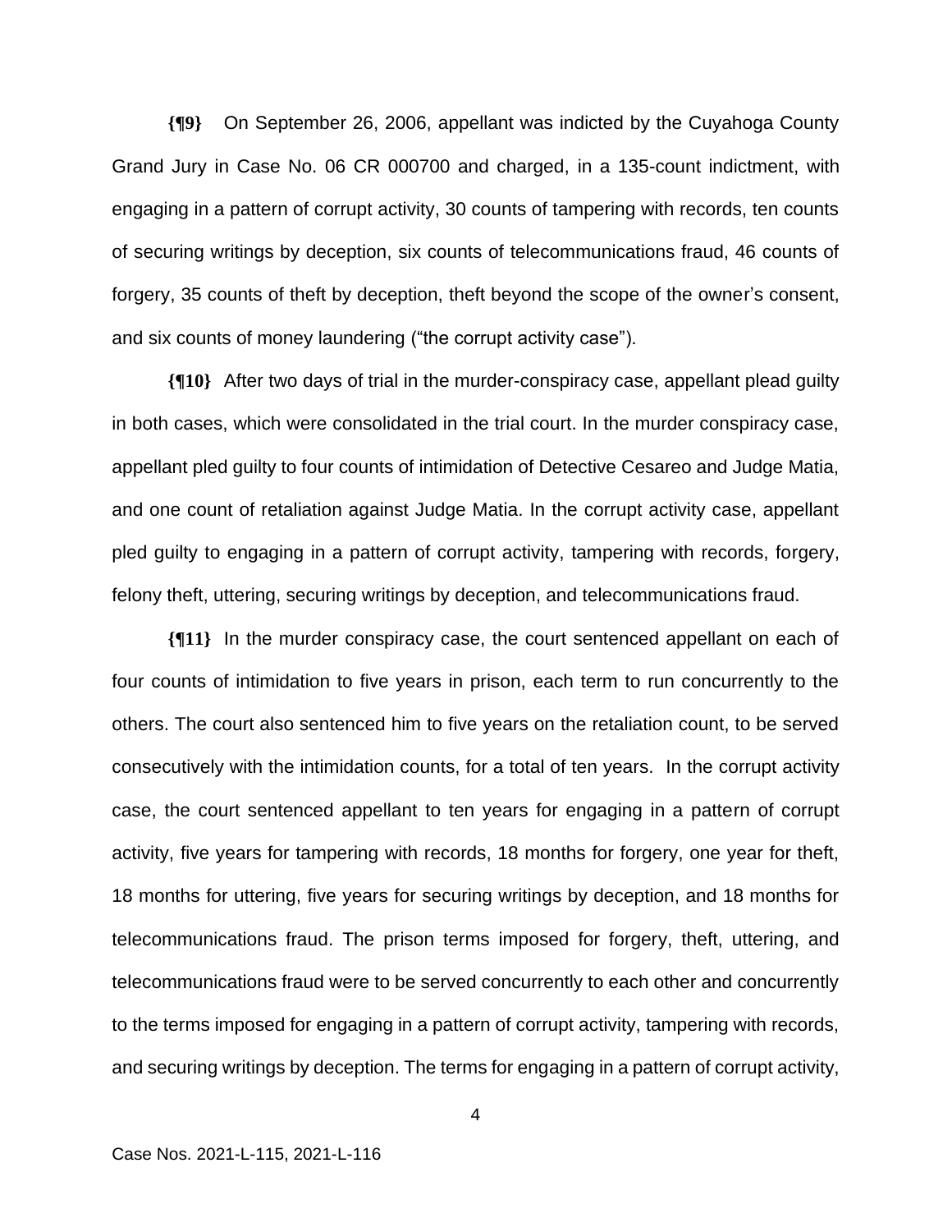**{¶9}** On September 26, 2006, appellant was indicted by the Cuyahoga County Grand Jury in Case No. 06 CR 000700 and charged, in a 135-count indictment, with engaging in a pattern of corrupt activity, 30 counts of tampering with records, ten counts of securing writings by deception, six counts of telecommunications fraud, 46 counts of forgery, 35 counts of theft by deception, theft beyond the scope of the owner's consent, and six counts of money laundering ("the corrupt activity case").

**{¶10}** After two days of trial in the murder-conspiracy case, appellant plead guilty in both cases, which were consolidated in the trial court. In the murder conspiracy case, appellant pled guilty to four counts of intimidation of Detective Cesareo and Judge Matia, and one count of retaliation against Judge Matia. In the corrupt activity case, appellant pled guilty to engaging in a pattern of corrupt activity, tampering with records, forgery, felony theft, uttering, securing writings by deception, and telecommunications fraud.

**{¶11}** In the murder conspiracy case, the court sentenced appellant on each of four counts of intimidation to five years in prison, each term to run concurrently to the others. The court also sentenced him to five years on the retaliation count, to be served consecutively with the intimidation counts, for a total of ten years. In the corrupt activity case, the court sentenced appellant to ten years for engaging in a pattern of corrupt activity, five years for tampering with records, 18 months for forgery, one year for theft, 18 months for uttering, five years for securing writings by deception, and 18 months for telecommunications fraud. The prison terms imposed for forgery, theft, uttering, and telecommunications fraud were to be served concurrently to each other and concurrently to the terms imposed for engaging in a pattern of corrupt activity, tampering with records, and securing writings by deception. The terms for engaging in a pattern of corrupt activity,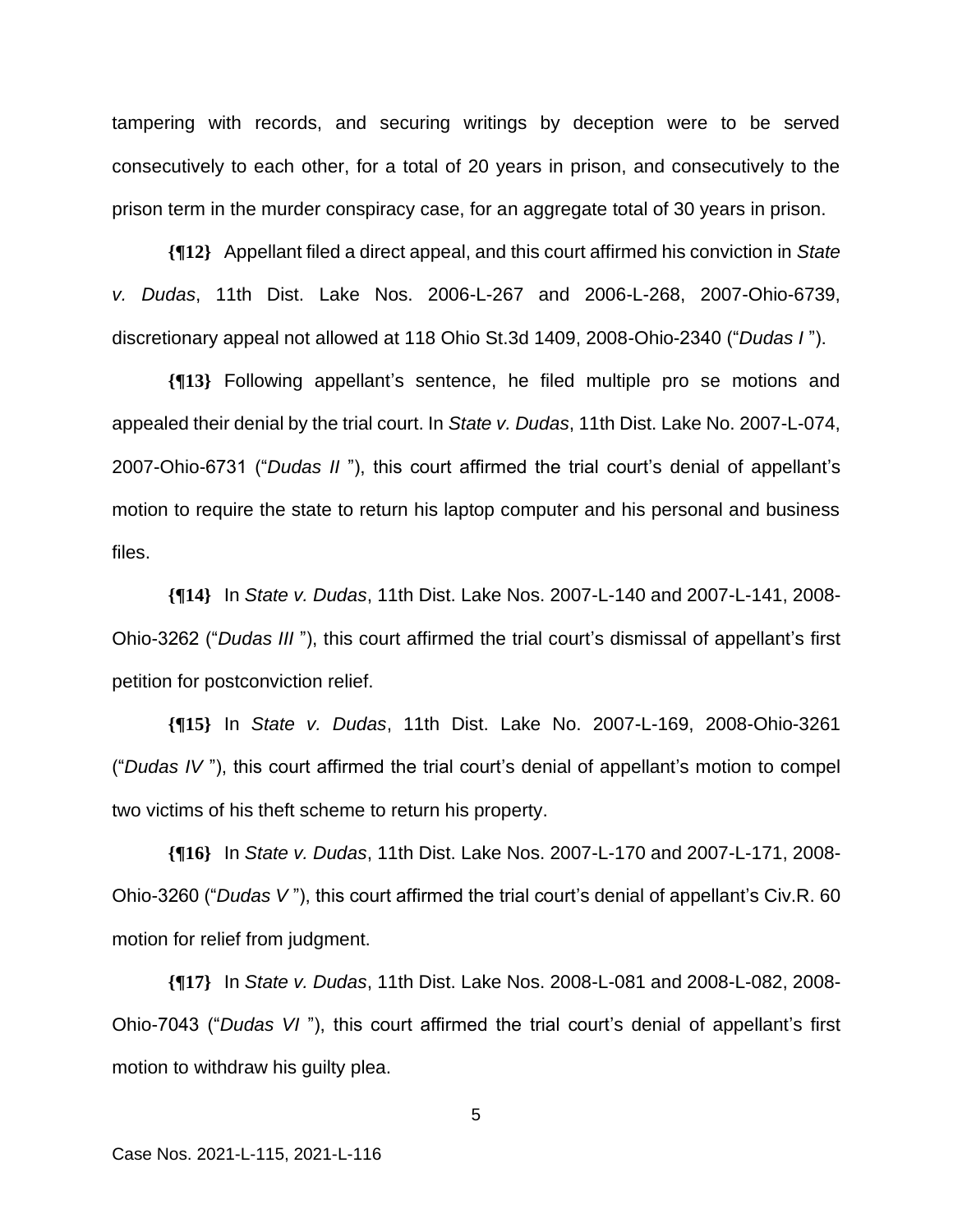tampering with records, and securing writings by deception were to be served consecutively to each other, for a total of 20 years in prison, and consecutively to the prison term in the murder conspiracy case, for an aggregate total of 30 years in prison.

**{¶12}** Appellant filed a direct appeal, and this court affirmed his conviction in *State v. Dudas*, 11th Dist. Lake Nos. 2006-L-267 and 2006-L-268, 2007-Ohio-6739, discretionary appeal not allowed at 118 Ohio St.3d 1409, 2008-Ohio-2340 ("*Dudas I* ").

**{¶13}** Following appellant's sentence, he filed multiple pro se motions and appealed their denial by the trial court. In *State v. Dudas*, 11th Dist. Lake No. 2007-L-074, 2007-Ohio-6731 ("*Dudas II* "), this court affirmed the trial court's denial of appellant's motion to require the state to return his laptop computer and his personal and business files.

**{¶14}** In *State v. Dudas*, 11th Dist. Lake Nos. 2007-L-140 and 2007-L-141, 2008-Ohio-3262 ("*Dudas III* "), this court affirmed the trial court's dismissal of appellant's first petition for postconviction relief.

**{¶15}** In *State v. Dudas*, 11th Dist. Lake No. 2007-L-169, 2008-Ohio-3261 ("*Dudas IV* "), this court affirmed the trial court's denial of appellant's motion to compel two victims of his theft scheme to return his property.

**{¶16}** In *State v. Dudas*, 11th Dist. Lake Nos. 2007-L-170 and 2007-L-171, 2008-Ohio-3260 ("*Dudas V* "), this court affirmed the trial court's denial of appellant's Civ.R. 60 motion for relief from judgment.

**{¶17}** In *State v. Dudas*, 11th Dist. Lake Nos. 2008-L-081 and 2008-L-082, 2008-Ohio-7043 ("*Dudas VI* "), this court affirmed the trial court's denial of appellant's first motion to withdraw his guilty plea.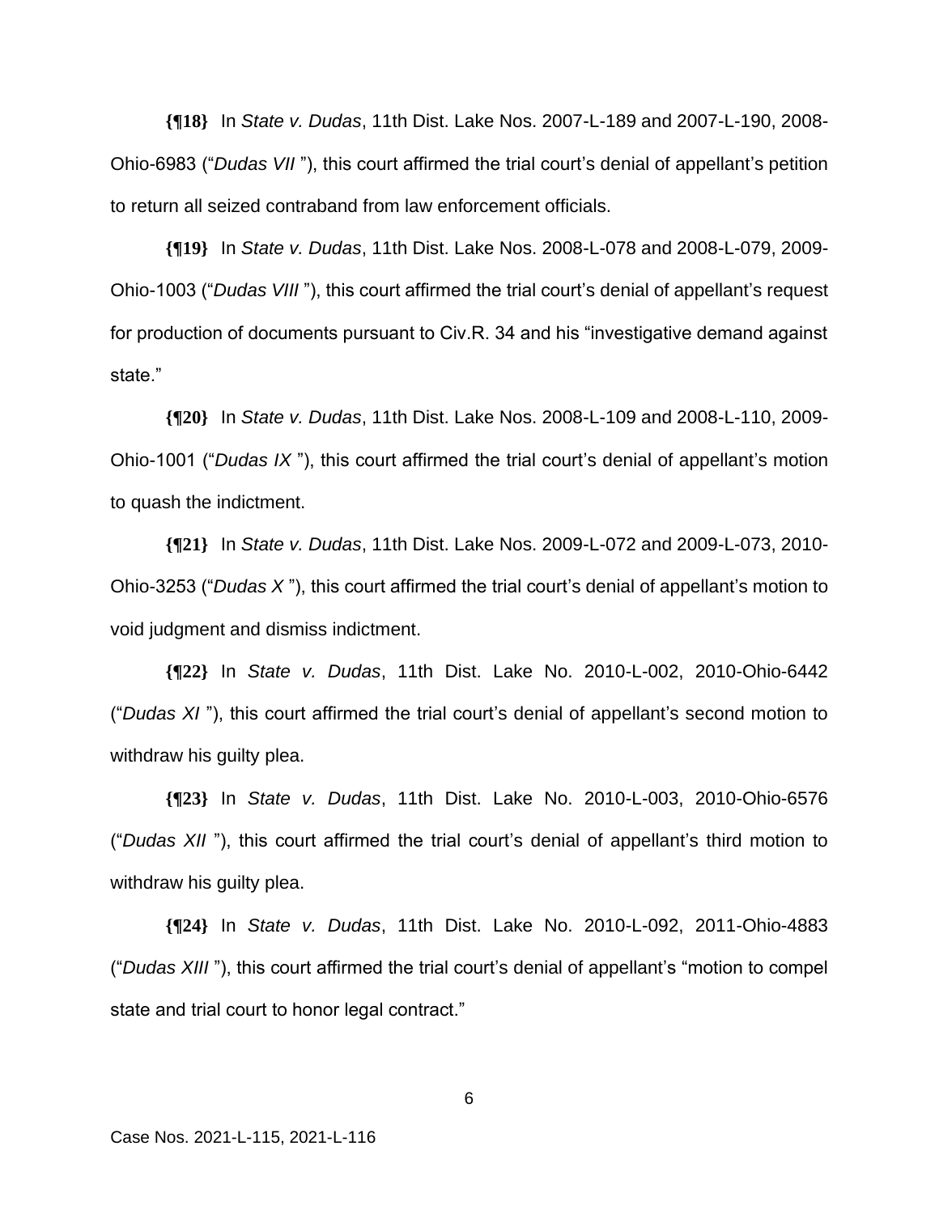**{¶18}** In *State v. Dudas*, 11th Dist. Lake Nos. 2007-L-189 and 2007-L-190, 2008-Ohio-6983 ("*Dudas VII* "), this court affirmed the trial court's denial of appellant's petition to return all seized contraband from law enforcement officials.

**{¶19}** In *State v. Dudas*, 11th Dist. Lake Nos. 2008-L-078 and 2008-L-079, 2009-Ohio-1003 ("*Dudas VIII* "), this court affirmed the trial court's denial of appellant's request for production of documents pursuant to Civ.R. 34 and his "investigative demand against state."

**{¶20}** In *State v. Dudas*, 11th Dist. Lake Nos. 2008-L-109 and 2008-L-110, 2009-Ohio-1001 ("*Dudas IX* "), this court affirmed the trial court's denial of appellant's motion to quash the indictment.

**{¶21}** In *State v. Dudas*, 11th Dist. Lake Nos. 2009-L-072 and 2009-L-073, 2010-Ohio-3253 ("*Dudas X* "), this court affirmed the trial court's denial of appellant's motion to void judgment and dismiss indictment.

**{¶22}** In *State v. Dudas*, 11th Dist. Lake No. 2010-L-002, 2010-Ohio-6442 ("*Dudas XI* "), this court affirmed the trial court's denial of appellant's second motion to withdraw his guilty plea.

**{¶23}** In *State v. Dudas*, 11th Dist. Lake No. 2010-L-003, 2010-Ohio-6576 ("*Dudas XII* "), this court affirmed the trial court's denial of appellant's third motion to withdraw his guilty plea.

**{¶24}** In *State v. Dudas*, 11th Dist. Lake No. 2010-L-092, 2011-Ohio-4883 ("*Dudas XIII* "), this court affirmed the trial court's denial of appellant's "motion to compel state and trial court to honor legal contract."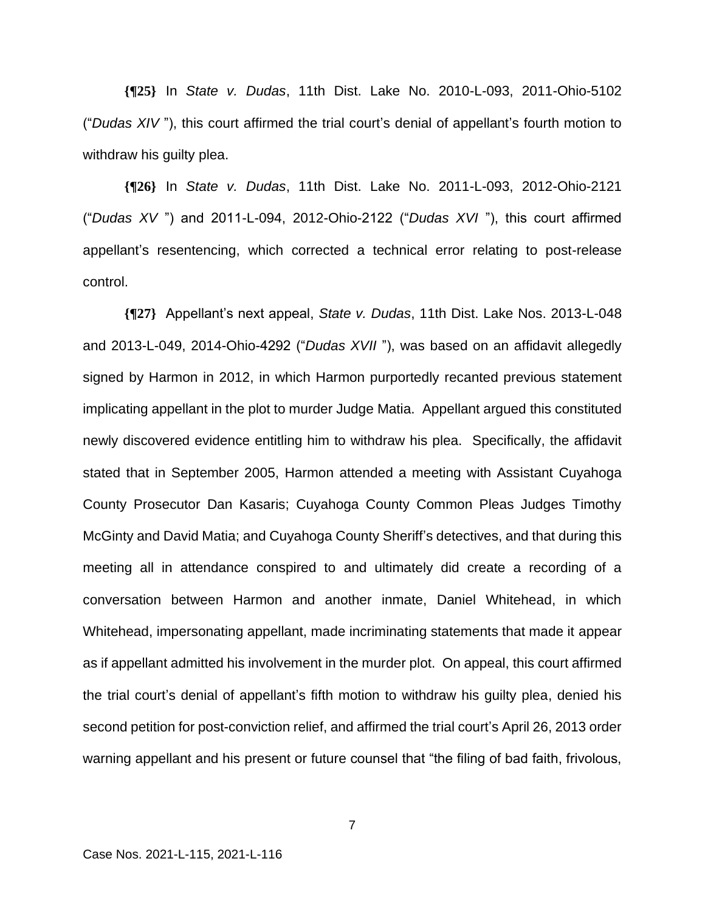**{¶25}** In *State v. Dudas*, 11th Dist. Lake No. 2010-L-093, 2011-Ohio-5102 ("*Dudas XIV* "), this court affirmed the trial court's denial of appellant's fourth motion to withdraw his guilty plea.

**{¶26}** In *State v. Dudas*, 11th Dist. Lake No. 2011-L-093, 2012-Ohio-2121 ("*Dudas XV* ") and 2011-L-094, 2012-Ohio-2122 ("*Dudas XVI* "), this court affirmed appellant's resentencing, which corrected a technical error relating to post-release control.

**{¶27}** Appellant's next appeal, *State v. Dudas*, 11th Dist. Lake Nos. 2013-L-048 and 2013-L-049, 2014-Ohio-4292 ("*Dudas XVII* "), was based on an affidavit allegedly signed by Harmon in 2012, in which Harmon purportedly recanted previous statement implicating appellant in the plot to murder Judge Matia. Appellant argued this constituted newly discovered evidence entitling him to withdraw his plea. Specifically, the affidavit stated that in September 2005, Harmon attended a meeting with Assistant Cuyahoga County Prosecutor Dan Kasaris; Cuyahoga County Common Pleas Judges Timothy McGinty and David Matia; and Cuyahoga County Sheriff's detectives, and that during this meeting all in attendance conspired to and ultimately did create a recording of a conversation between Harmon and another inmate, Daniel Whitehead, in which Whitehead, impersonating appellant, made incriminating statements that made it appear as if appellant admitted his involvement in the murder plot. On appeal, this court affirmed the trial court's denial of appellant's fifth motion to withdraw his guilty plea, denied his second petition for post-conviction relief, and affirmed the trial court's April 26, 2013 order warning appellant and his present or future counsel that "the filing of bad faith, frivolous,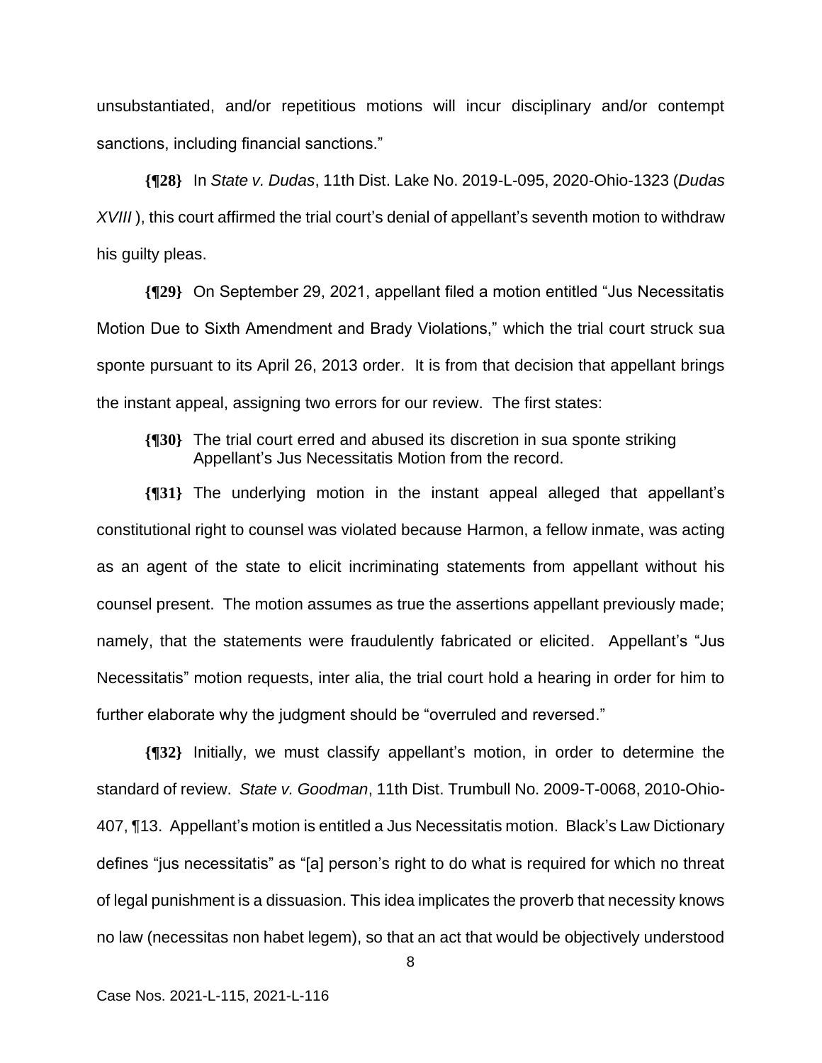unsubstantiated, and/or repetitious motions will incur disciplinary and/or contempt sanctions, including financial sanctions."

**{¶28}** In *State v. Dudas*, 11th Dist. Lake No. 2019-L-095, 2020-Ohio-1323 (*Dudas XVIII* ), this court affirmed the trial court's denial of appellant's seventh motion to withdraw his guilty pleas.

**{¶29}** On September 29, 2021, appellant filed a motion entitled "Jus Necessitatis Motion Due to Sixth Amendment and Brady Violations," which the trial court struck sua sponte pursuant to its April 26, 2013 order. It is from that decision that appellant brings the instant appeal, assigning two errors for our review. The first states:

> **{¶30}** The trial court erred and abused its discretion in sua sponte striking Appellant's Jus Necessitatis Motion from the record.

**{¶31}** The underlying motion in the instant appeal alleged that appellant's constitutional right to counsel was violated because Harmon, a fellow inmate, was acting as an agent of the state to elicit incriminating statements from appellant without his counsel present. The motion assumes as true the assertions appellant previously made; namely, that the statements were fraudulently fabricated or elicited. Appellant's "Jus Necessitatis" motion requests, inter alia, the trial court hold a hearing in order for him to further elaborate why the judgment should be "overruled and reversed."

**{¶32}** Initially, we must classify appellant's motion, in order to determine the standard of review. *State v. Goodman*, 11th Dist. Trumbull No. 2009-T-0068, 2010-Ohio-407, ¶13. Appellant's motion is entitled a Jus Necessitatis motion. Black's Law Dictionary defines "jus necessitatis" as "[a] person's right to do what is required for which no threat of legal punishment is a dissuasion. This idea implicates the proverb that necessity knows no law (necessitas non habet legem), so that an act that would be objectively understood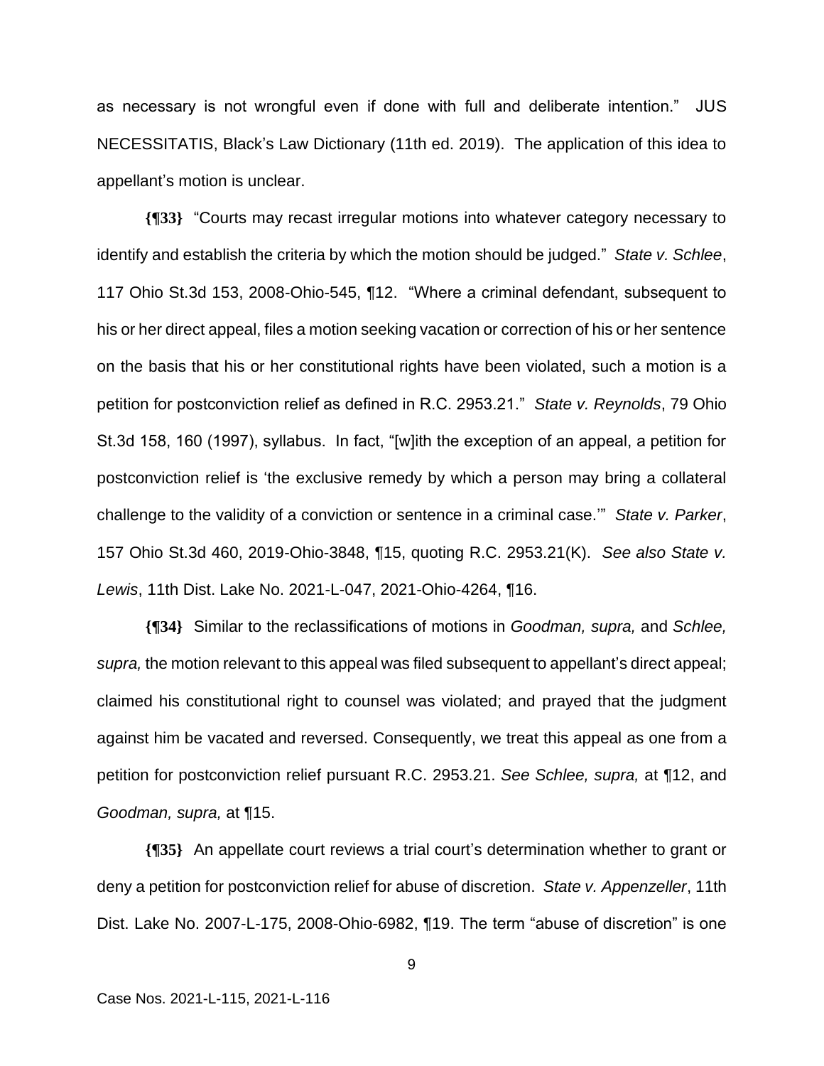as necessary is not wrongful even if done with full and deliberate intention." JUS NECESSITATIS, Black's Law Dictionary (11th ed. 2019). The application of this idea to appellant's motion is unclear.

**{¶33}** "Courts may recast irregular motions into whatever category necessary to identify and establish the criteria by which the motion should be judged." *State v. Schlee*, 117 Ohio St.3d 153, 2008-Ohio-545, ¶12. "Where a criminal defendant, subsequent to his or her direct appeal, files a motion seeking vacation or correction of his or her sentence on the basis that his or her constitutional rights have been violated, such a motion is a petition for postconviction relief as defined in R.C. 2953.21." *State v. Reynolds*, 79 Ohio St.3d 158, 160 (1997), syllabus. In fact, "[w]ith the exception of an appeal, a petition for postconviction relief is 'the exclusive remedy by which a person may bring a collateral challenge to the validity of a conviction or sentence in a criminal case.'" *State v. Parker*, 157 Ohio St.3d 460, 2019-Ohio-3848, ¶15, quoting R.C. 2953.21(K). *See also State v. Lewis*, 11th Dist. Lake No. 2021-L-047, 2021-Ohio-4264, ¶16.

**{¶34}** Similar to the reclassifications of motions in *Goodman, supra,* and *Schlee, supra,* the motion relevant to this appeal was filed subsequent to appellant's direct appeal; claimed his constitutional right to counsel was violated; and prayed that the judgment against him be vacated and reversed. Consequently, we treat this appeal as one from a petition for postconviction relief pursuant R.C. 2953.21. *See Schlee, supra,* at ¶12, and *Goodman, supra,* at ¶15.

**{¶35}** An appellate court reviews a trial court's determination whether to grant or deny a petition for postconviction relief for abuse of discretion. *State v. Appenzeller*, 11th Dist. Lake No. 2007-L-175, 2008-Ohio-6982, ¶19. The term "abuse of discretion" is one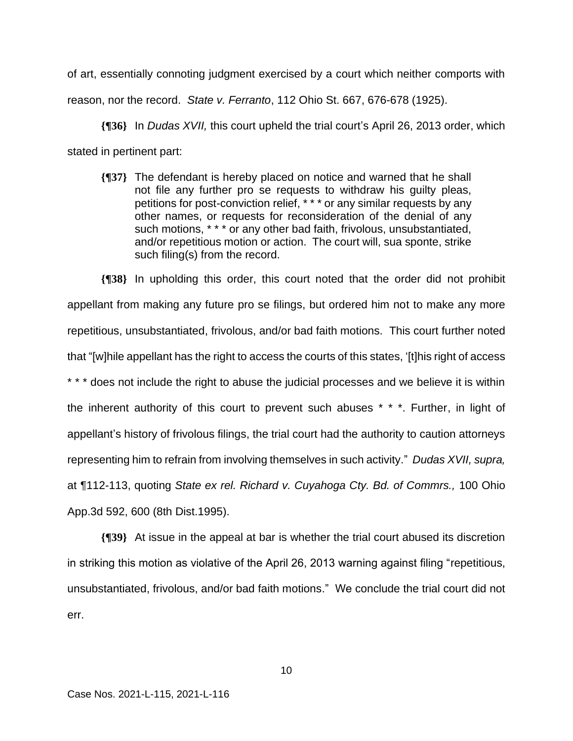of art, essentially connoting judgment exercised by a court which neither comports with reason, nor the record. *State v. Ferranto*, 112 Ohio St. 667, 676-678 (1925).

**{¶36}** In *Dudas XVII,* this court upheld the trial court's April 26, 2013 order, which stated in pertinent part:

> **{¶37}** The defendant is hereby placed on notice and warned that he shall not file any further pro se requests to withdraw his guilty pleas, petitions for post-conviction relief, * * * or any similar requests by any other names, or requests for reconsideration of the denial of any such motions, * * * or any other bad faith, frivolous, unsubstantiated, and/or repetitious motion or action. The court will, sua sponte, strike such filing(s) from the record.

**{¶38}** In upholding this order, this court noted that the order did not prohibit appellant from making any future pro se filings, but ordered him not to make any more repetitious, unsubstantiated, frivolous, and/or bad faith motions. This court further noted that "[w]hile appellant has the right to access the courts of this states, '[t]his right of access * * * does not include the right to abuse the judicial processes and we believe it is within the inherent authority of this court to prevent such abuses * * *. Further, in light of appellant's history of frivolous filings, the trial court had the authority to caution attorneys representing him to refrain from involving themselves in such activity." *Dudas XVII, supra,* at ¶112-113, quoting *State ex rel. Richard v. Cuyahoga Cty. Bd. of Commrs.,* 100 Ohio App.3d 592, 600 (8th Dist.1995).

**{¶39}** At issue in the appeal at bar is whether the trial court abused its discretion in striking this motion as violative of the April 26, 2013 warning against filing "repetitious, unsubstantiated, frivolous, and/or bad faith motions." We conclude the trial court did not err.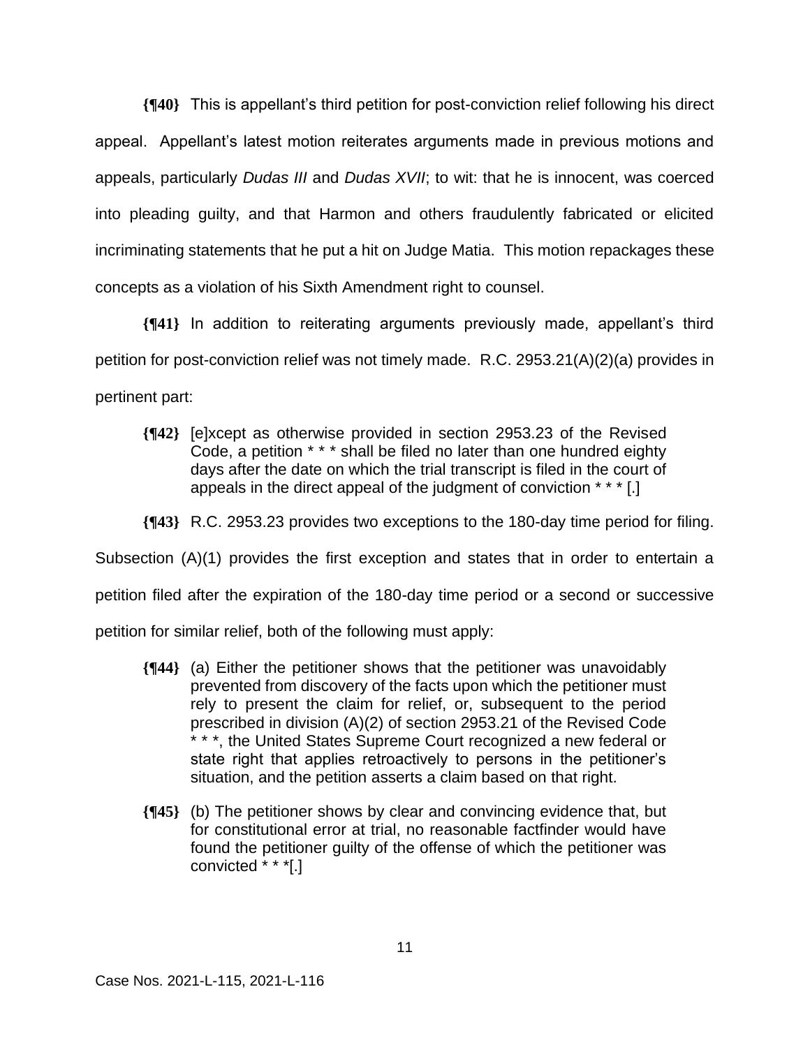**{¶40}** This is appellant's third petition for post-conviction relief following his direct appeal. Appellant's latest motion reiterates arguments made in previous motions and appeals, particularly *Dudas III* and *Dudas XVII*; to wit: that he is innocent, was coerced into pleading guilty, and that Harmon and others fraudulently fabricated or elicited incriminating statements that he put a hit on Judge Matia. This motion repackages these concepts as a violation of his Sixth Amendment right to counsel.

**{¶41}** In addition to reiterating arguments previously made, appellant's third petition for post-conviction relief was not timely made. R.C. 2953.21(A)(2)(a) provides in pertinent part:

> **{¶42}** [e]xcept as otherwise provided in section 2953.23 of the Revised Code, a petition * * * shall be filed no later than one hundred eighty days after the date on which the trial transcript is filed in the court of appeals in the direct appeal of the judgment of conviction * * * [.]

**{¶43}** R.C. 2953.23 provides two exceptions to the 180-day time period for filing. Subsection (A)(1) provides the first exception and states that in order to entertain a petition filed after the expiration of the 180-day time period or a second or successive petition for similar relief, both of the following must apply:

> **{¶44}** (a) Either the petitioner shows that the petitioner was unavoidably prevented from discovery of the facts upon which the petitioner must rely to present the claim for relief, or, subsequent to the period prescribed in division (A)(2) of section 2953.21 of the Revised Code * * *, the United States Supreme Court recognized a new federal or state right that applies retroactively to persons in the petitioner's situation, and the petition asserts a claim based on that right.
>
> **{¶45}** (b) The petitioner shows by clear and convincing evidence that, but for constitutional error at trial, no reasonable factfinder would have found the petitioner guilty of the offense of which the petitioner was convicted * * *[.]

Case Nos. 2021-L-115, 2021-L-116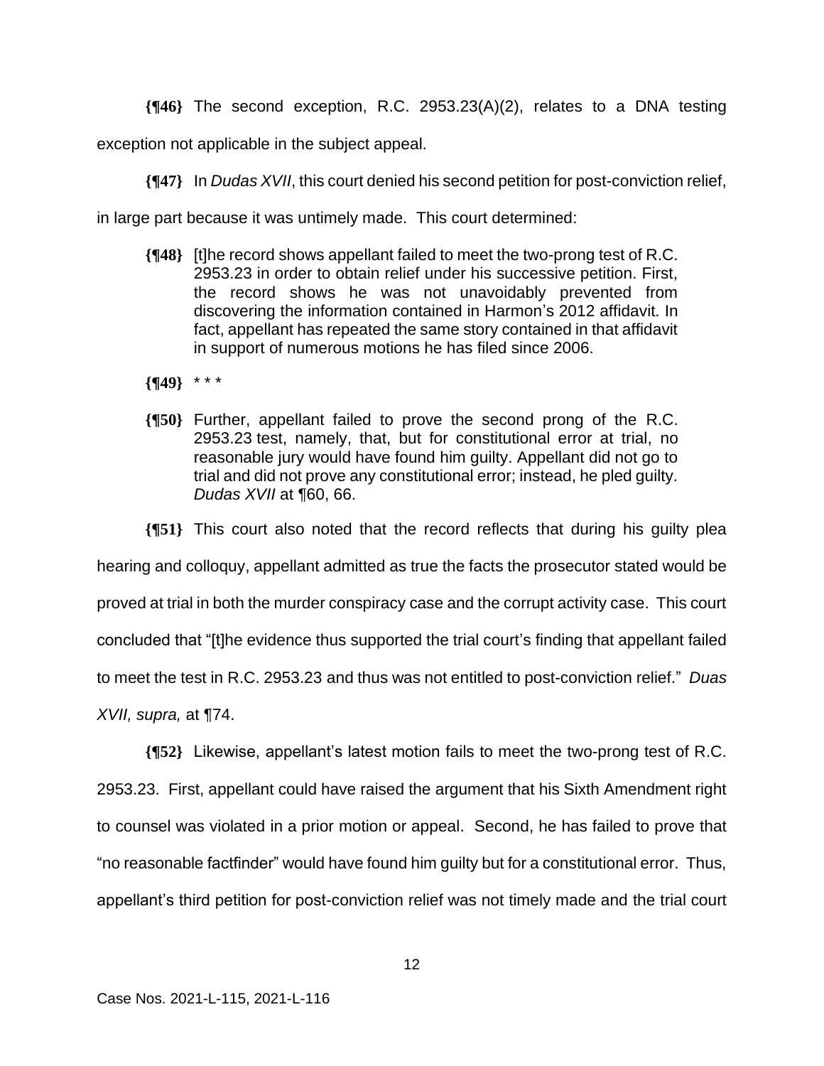**{¶46}** The second exception, R.C. 2953.23(A)(2), relates to a DNA testing exception not applicable in the subject appeal.

**{¶47}** In *Dudas XVII*, this court denied his second petition for post-conviction relief, in large part because it was untimely made. This court determined:

> **{¶48}** [t]he record shows appellant failed to meet the two-prong test of R.C. 2953.23 in order to obtain relief under his successive petition. First, the record shows he was not unavoidably prevented from discovering the information contained in Harmon's 2012 affidavit. In fact, appellant has repeated the same story contained in that affidavit in support of numerous motions he has filed since 2006.
>
> **{¶49}** * * *
>
> **{¶50}** Further, appellant failed to prove the second prong of the R.C. 2953.23 test, namely, that, but for constitutional error at trial, no reasonable jury would have found him guilty. Appellant did not go to trial and did not prove any constitutional error; instead, he pled guilty. *Dudas XVII* at ¶60, 66.

**{¶51}** This court also noted that the record reflects that during his guilty plea hearing and colloquy, appellant admitted as true the facts the prosecutor stated would be proved at trial in both the murder conspiracy case and the corrupt activity case. This court concluded that "[t]he evidence thus supported the trial court's finding that appellant failed to meet the test in R.C. 2953.23 and thus was not entitled to post-conviction relief." *Duas XVII, supra,* at ¶74.

**{¶52}** Likewise, appellant's latest motion fails to meet the two-prong test of R.C. 2953.23. First, appellant could have raised the argument that his Sixth Amendment right to counsel was violated in a prior motion or appeal. Second, he has failed to prove that "no reasonable factfinder" would have found him guilty but for a constitutional error. Thus, appellant's third petition for post-conviction relief was not timely made and the trial court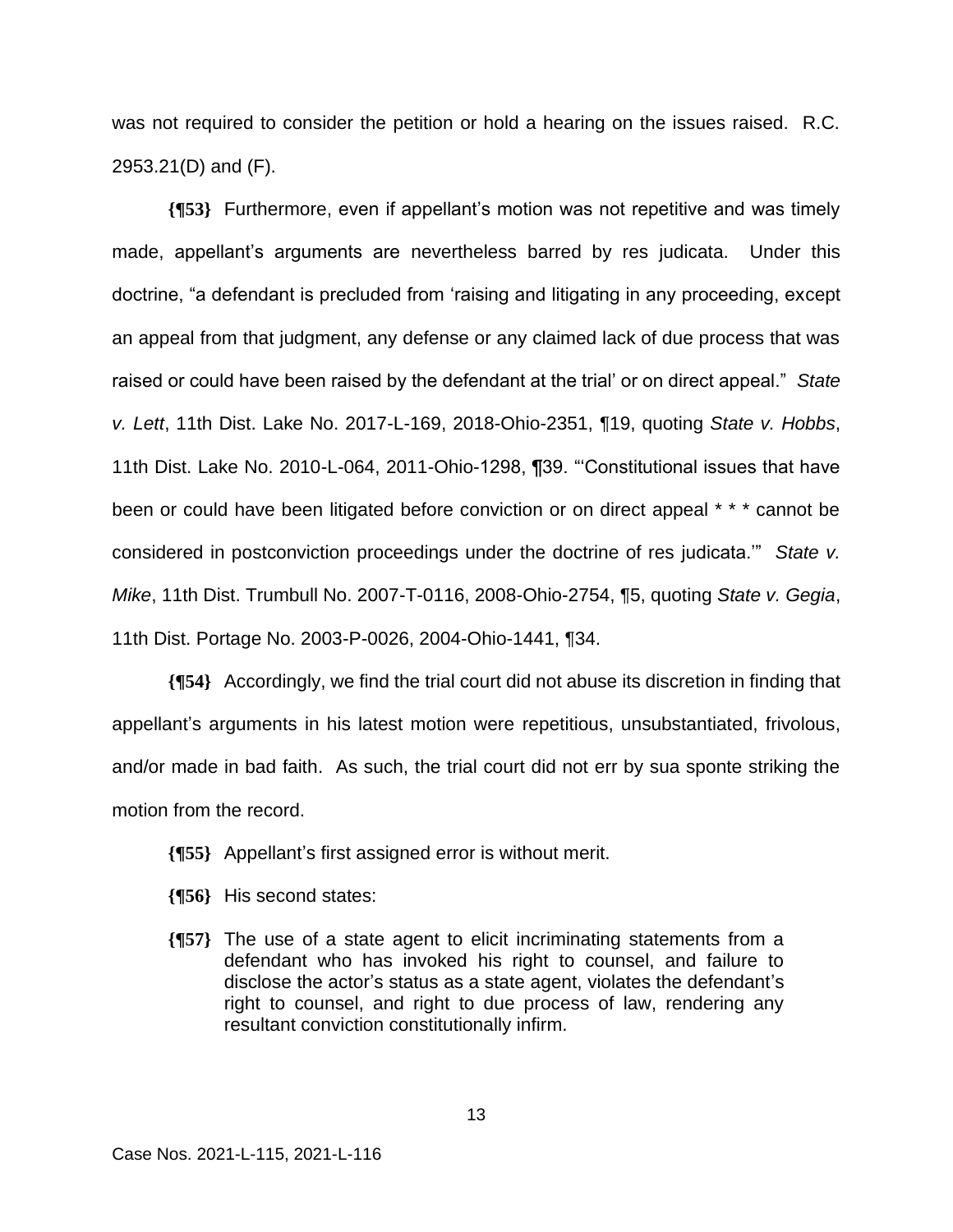was not required to consider the petition or hold a hearing on the issues raised. R.C. 2953.21(D) and (F).

**{¶53}** Furthermore, even if appellant's motion was not repetitive and was timely made, appellant's arguments are nevertheless barred by res judicata. Under this doctrine, "a defendant is precluded from 'raising and litigating in any proceeding, except an appeal from that judgment, any defense or any claimed lack of due process that was raised or could have been raised by the defendant at the trial' or on direct appeal." *State v. Lett*, 11th Dist. Lake No. 2017-L-169, 2018-Ohio-2351, ¶19, quoting *State v. Hobbs*, 11th Dist. Lake No. 2010-L-064, 2011-Ohio-1298, ¶39. "'Constitutional issues that have been or could have been litigated before conviction or on direct appeal * * * cannot be considered in postconviction proceedings under the doctrine of res judicata.'" *State v. Mike*, 11th Dist. Trumbull No. 2007-T-0116, 2008-Ohio-2754, ¶5, quoting *State v. Gegia*, 11th Dist. Portage No. 2003-P-0026, 2004-Ohio-1441, ¶34.

**{¶54}** Accordingly, we find the trial court did not abuse its discretion in finding that appellant's arguments in his latest motion were repetitious, unsubstantiated, frivolous, and/or made in bad faith. As such, the trial court did not err by sua sponte striking the motion from the record.

**{¶55}** Appellant's first assigned error is without merit.

**{¶56}** His second states:

> **{¶57}** The use of a state agent to elicit incriminating statements from a defendant who has invoked his right to counsel, and failure to disclose the actor's status as a state agent, violates the defendant's right to counsel, and right to due process of law, rendering any resultant conviction constitutionally infirm.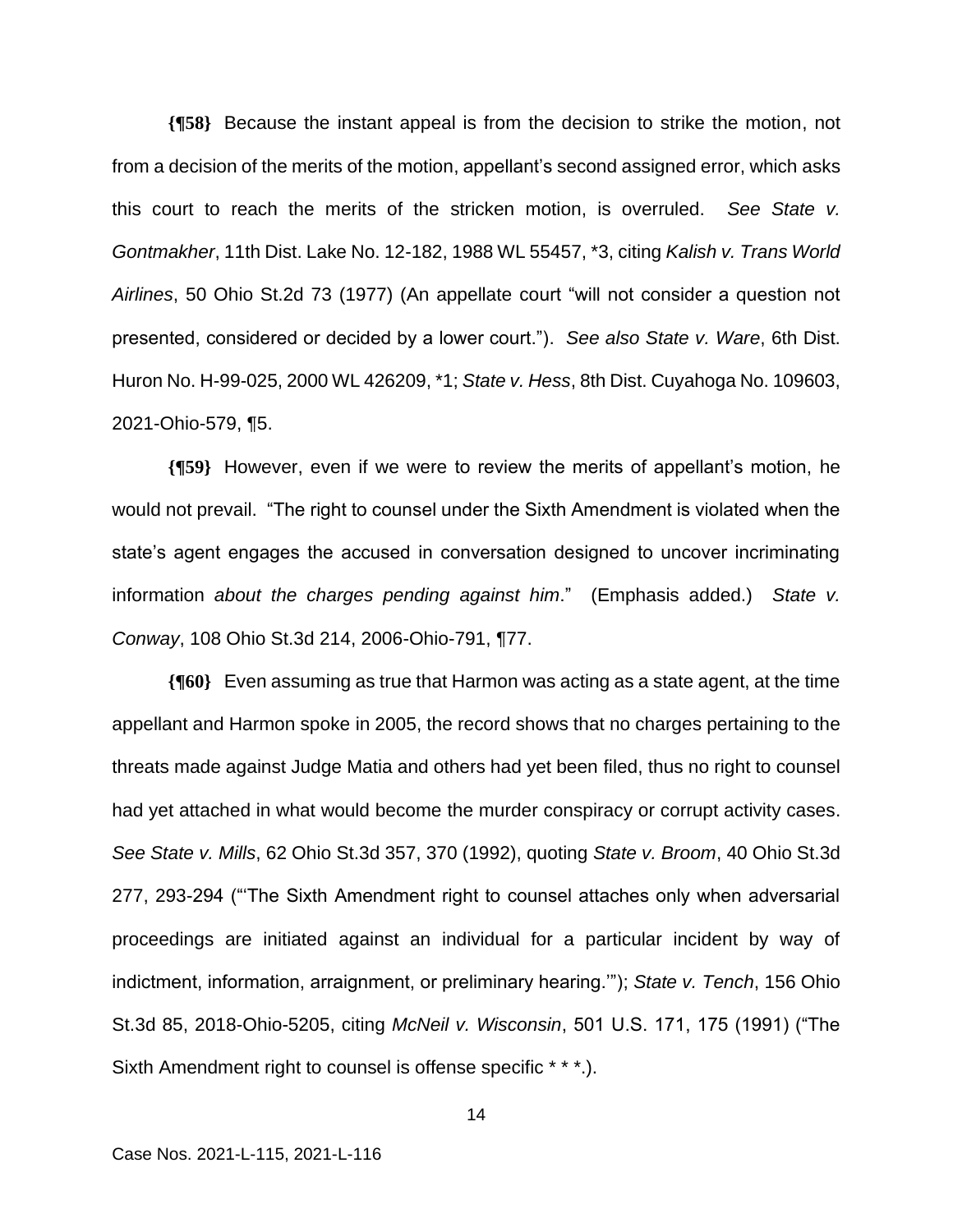**{¶58}** Because the instant appeal is from the decision to strike the motion, not from a decision of the merits of the motion, appellant's second assigned error, which asks this court to reach the merits of the stricken motion, is overruled. *See State v. Gontmakher*, 11th Dist. Lake No. 12-182, 1988 WL 55457, *3, citing *Kalish v. Trans World Airlines*, 50 Ohio St.2d 73 (1977) (An appellate court "will not consider a question not presented, considered or decided by a lower court."). *See also State v. Ware*, 6th Dist. Huron No. H-99-025, 2000 WL 426209, *1; *State v. Hess*, 8th Dist. Cuyahoga No. 109603, 2021-Ohio-579, ¶5.

**{¶59}** However, even if we were to review the merits of appellant's motion, he would not prevail. "The right to counsel under the Sixth Amendment is violated when the state's agent engages the accused in conversation designed to uncover incriminating information *about the charges pending against him*." (Emphasis added.) *State v. Conway*, 108 Ohio St.3d 214, 2006-Ohio-791, ¶77.

**{¶60}** Even assuming as true that Harmon was acting as a state agent, at the time appellant and Harmon spoke in 2005, the record shows that no charges pertaining to the threats made against Judge Matia and others had yet been filed, thus no right to counsel had yet attached in what would become the murder conspiracy or corrupt activity cases. *See State v. Mills*, 62 Ohio St.3d 357, 370 (1992), quoting *State v. Broom*, 40 Ohio St.3d 277, 293-294 ("'The Sixth Amendment right to counsel attaches only when adversarial proceedings are initiated against an individual for a particular incident by way of indictment, information, arraignment, or preliminary hearing.'"); *State v. Tench*, 156 Ohio St.3d 85, 2018-Ohio-5205, citing *McNeil v. Wisconsin*, 501 U.S. 171, 175 (1991) ("The Sixth Amendment right to counsel is offense specific * * *.).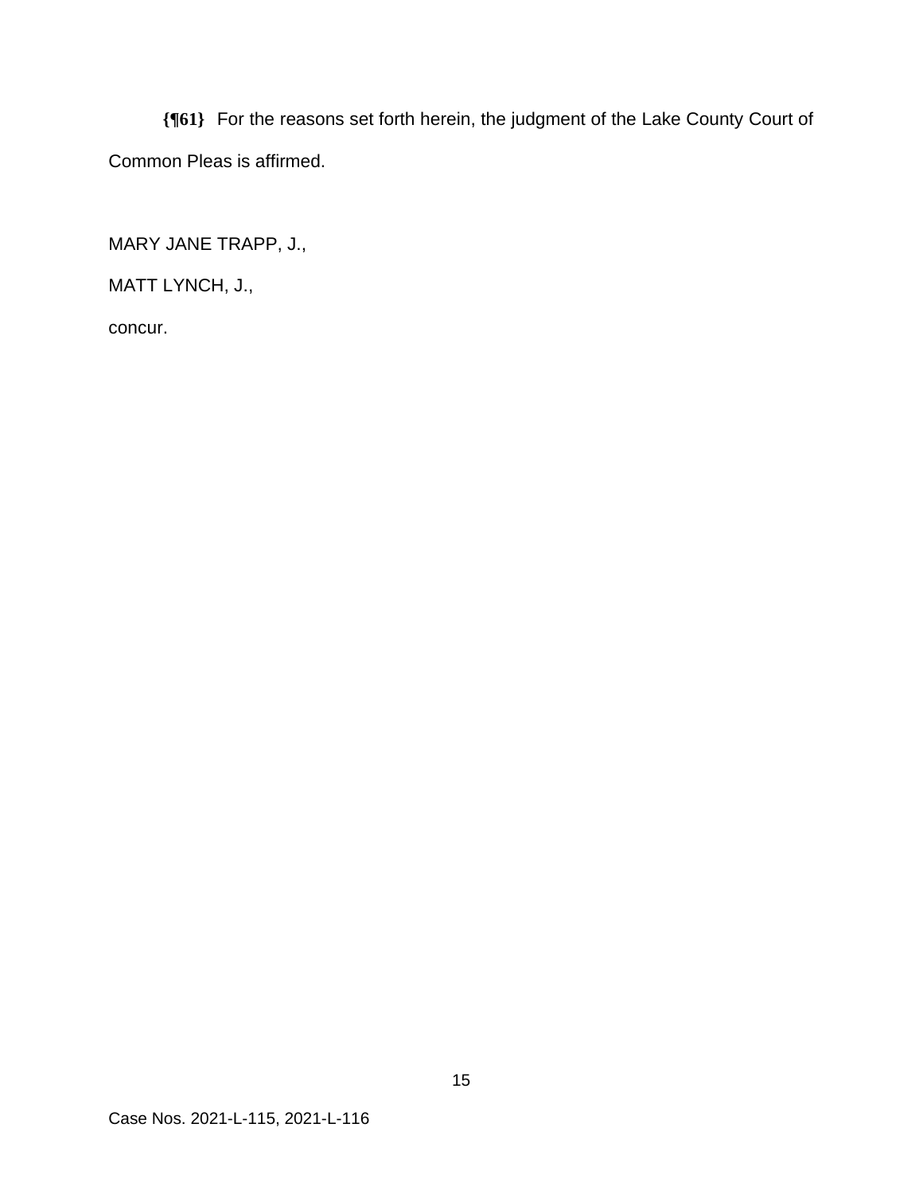**{¶61}** For the reasons set forth herein, the judgment of the Lake County Court of Common Pleas is affirmed.

MARY JANE TRAPP, J.,

MATT LYNCH, J.,

concur.